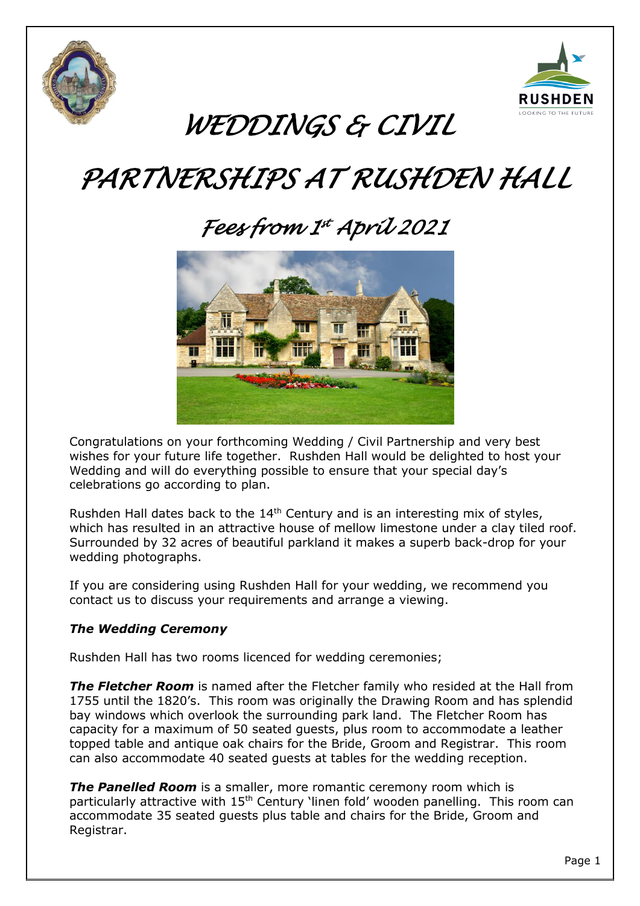# WEDDINGS & CIVIL PARTNERSHIPS AT RUSHDEN HALL

## Fees from 1st April 2021

Congratulations on your forthcoming Wedding / Civil Partnership and very best wishes for your future life together. Rushden Hall would be delighted to host your Wedding and will do everything possible to ensure that your special day's celebrations go according to plan.

Rushden Hall dates back to the 14th Century and is an interesting mix of styles, which has resulted in an attractive house of mellow limestone under a clay tiled roof. Surrounded by 32 acres of beautiful parkland it makes a superb back-drop for your wedding photographs.

If you are considering using Rushden Hall for your wedding, we recommend you contact us to discuss your requirements and arrange a viewing.

### *The Wedding Ceremony*

Rushden Hall has two rooms licenced for wedding ceremonies;

***The Fletcher Room*** is named after the Fletcher family who resided at the Hall from 1755 until the 1820's. This room was originally the Drawing Room and has splendid bay windows which overlook the surrounding park land. The Fletcher Room has capacity for a maximum of 50 seated guests, plus room to accommodate a leather topped table and antique oak chairs for the Bride, Groom and Registrar. This room can also accommodate 40 seated guests at tables for the wedding reception.

***The Panelled Room*** is a smaller, more romantic ceremony room which is particularly attractive with 15th Century 'linen fold' wooden panelling. This room can accommodate 35 seated guests plus table and chairs for the Bride, Groom and Registrar.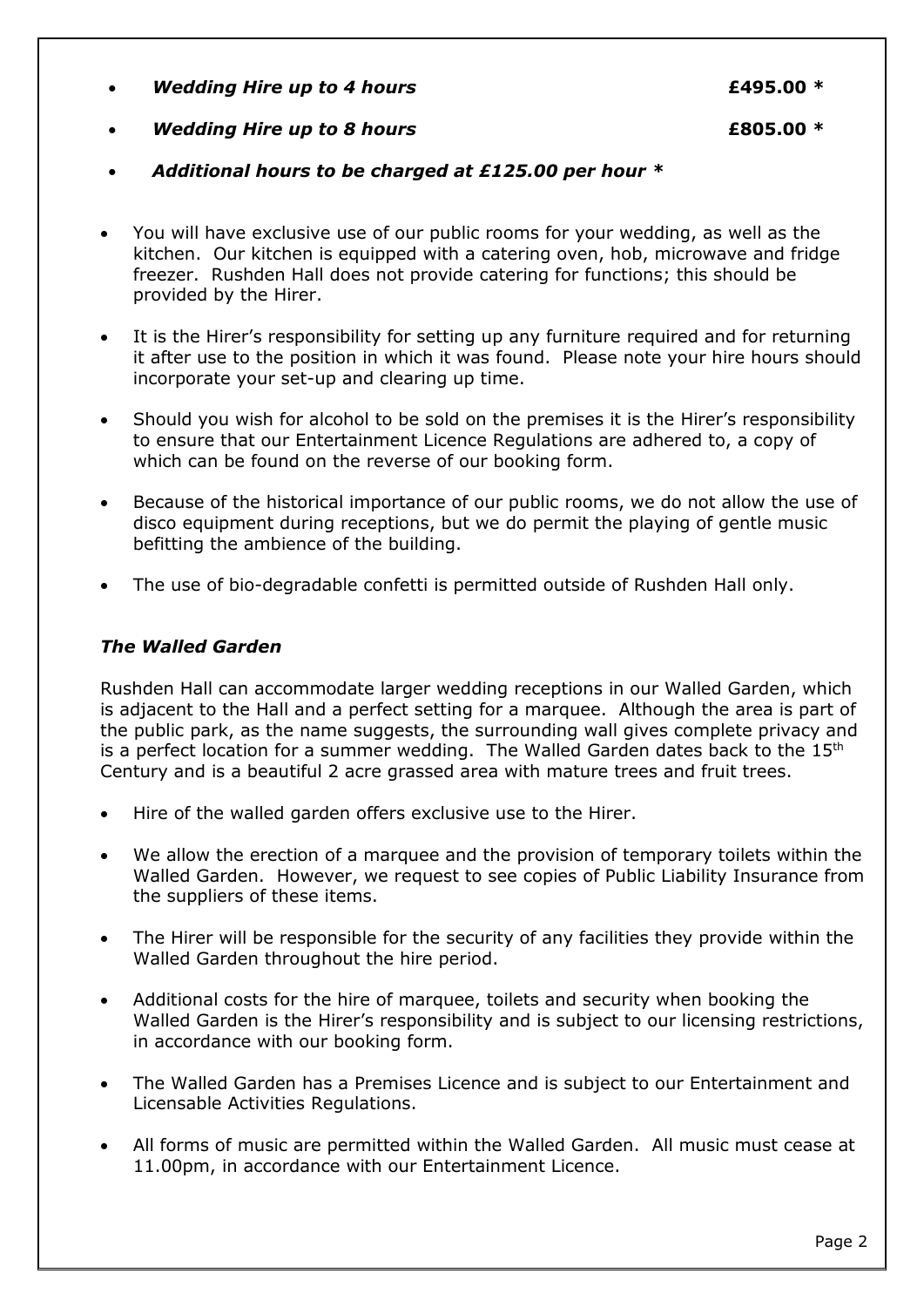- ***Wedding Hire up to 4 hours*** **£495.00 \***
- ***Wedding Hire up to 8 hours*** **£805.00 \***
- ***Additional hours to be charged at £125.00 per hour \****

- You will have exclusive use of our public rooms for your wedding, as well as the kitchen. Our kitchen is equipped with a catering oven, hob, microwave and fridge freezer. Rushden Hall does not provide catering for functions; this should be provided by the Hirer.
- It is the Hirer's responsibility for setting up any furniture required and for returning it after use to the position in which it was found. Please note your hire hours should incorporate your set-up and clearing up time.
- Should you wish for alcohol to be sold on the premises it is the Hirer's responsibility to ensure that our Entertainment Licence Regulations are adhered to, a copy of which can be found on the reverse of our booking form.
- Because of the historical importance of our public rooms, we do not allow the use of disco equipment during receptions, but we do permit the playing of gentle music befitting the ambience of the building.
- The use of bio-degradable confetti is permitted outside of Rushden Hall only.

### *The Walled Garden*

Rushden Hall can accommodate larger wedding receptions in our Walled Garden, which is adjacent to the Hall and a perfect setting for a marquee. Although the area is part of the public park, as the name suggests, the surrounding wall gives complete privacy and is a perfect location for a summer wedding. The Walled Garden dates back to the 15th Century and is a beautiful 2 acre grassed area with mature trees and fruit trees.

- Hire of the walled garden offers exclusive use to the Hirer.
- We allow the erection of a marquee and the provision of temporary toilets within the Walled Garden. However, we request to see copies of Public Liability Insurance from the suppliers of these items.
- The Hirer will be responsible for the security of any facilities they provide within the Walled Garden throughout the hire period.
- Additional costs for the hire of marquee, toilets and security when booking the Walled Garden is the Hirer's responsibility and is subject to our licensing restrictions, in accordance with our booking form.
- The Walled Garden has a Premises Licence and is subject to our Entertainment and Licensable Activities Regulations.
- All forms of music are permitted within the Walled Garden. All music must cease at 11.00pm, in accordance with our Entertainment Licence.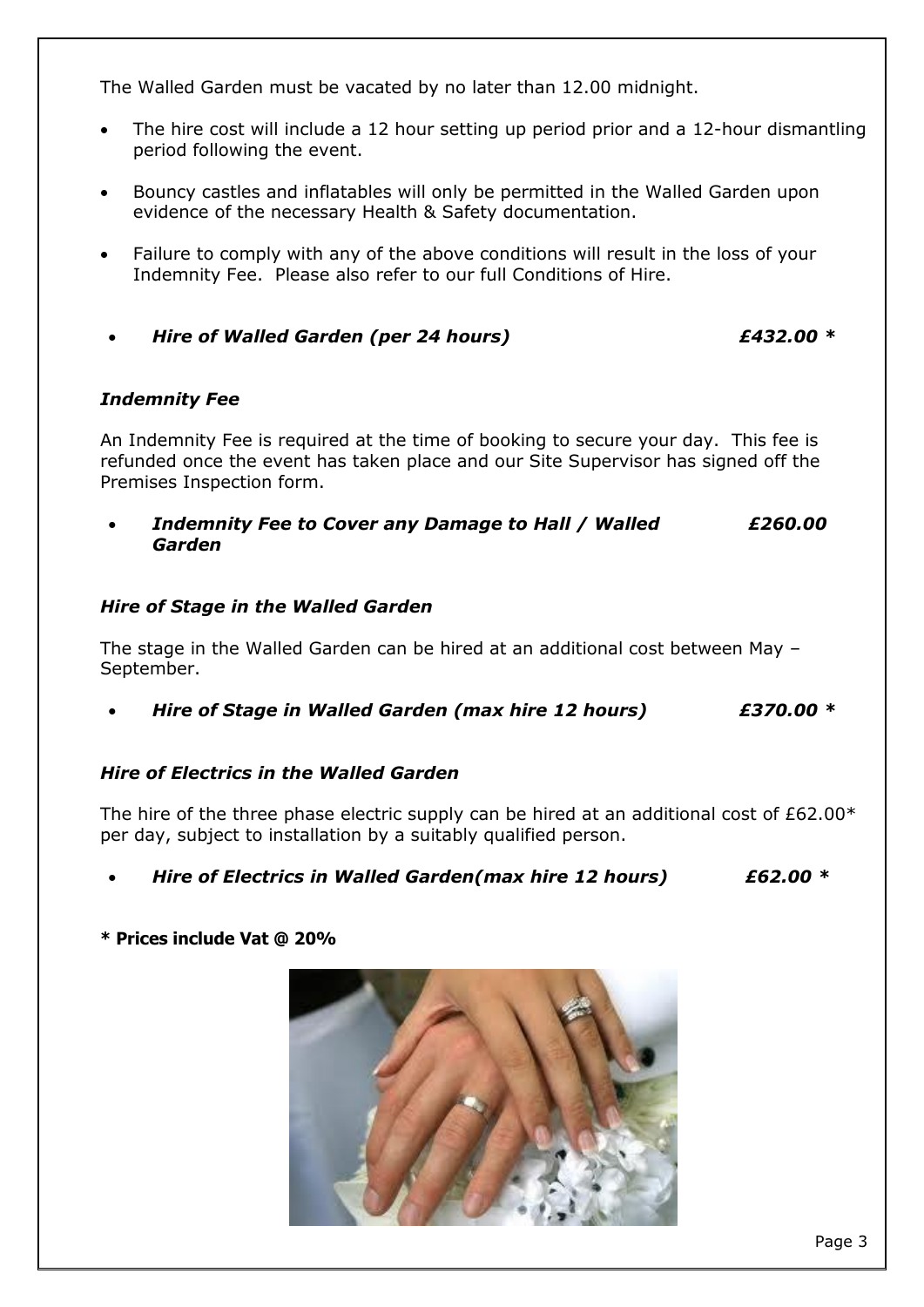The Walled Garden must be vacated by no later than 12.00 midnight.

- The hire cost will include a 12 hour setting up period prior and a 12-hour dismantling period following the event.
- Bouncy castles and inflatables will only be permitted in the Walled Garden upon evidence of the necessary Health & Safety documentation.
- Failure to comply with any of the above conditions will result in the loss of your Indemnity Fee. Please also refer to our full Conditions of Hire.

- ***Hire of Walled Garden (per 24 hours) £432.00 \****

### *Indemnity Fee*

An Indemnity Fee is required at the time of booking to secure your day. This fee is refunded once the event has taken place and our Site Supervisor has signed off the Premises Inspection form.

- ***Indemnity Fee to Cover any Damage to Hall / Walled Garden £260.00***

### *Hire of Stage in the Walled Garden*

The stage in the Walled Garden can be hired at an additional cost between May – September.

- ***Hire of Stage in Walled Garden (max hire 12 hours) £370.00 \****

### *Hire of Electrics in the Walled Garden*

The hire of the three phase electric supply can be hired at an additional cost of £62.00* per day, subject to installation by a suitably qualified person.

- ***Hire of Electrics in Walled Garden(max hire 12 hours) £62.00 \****

**\* Prices include Vat @ 20%**